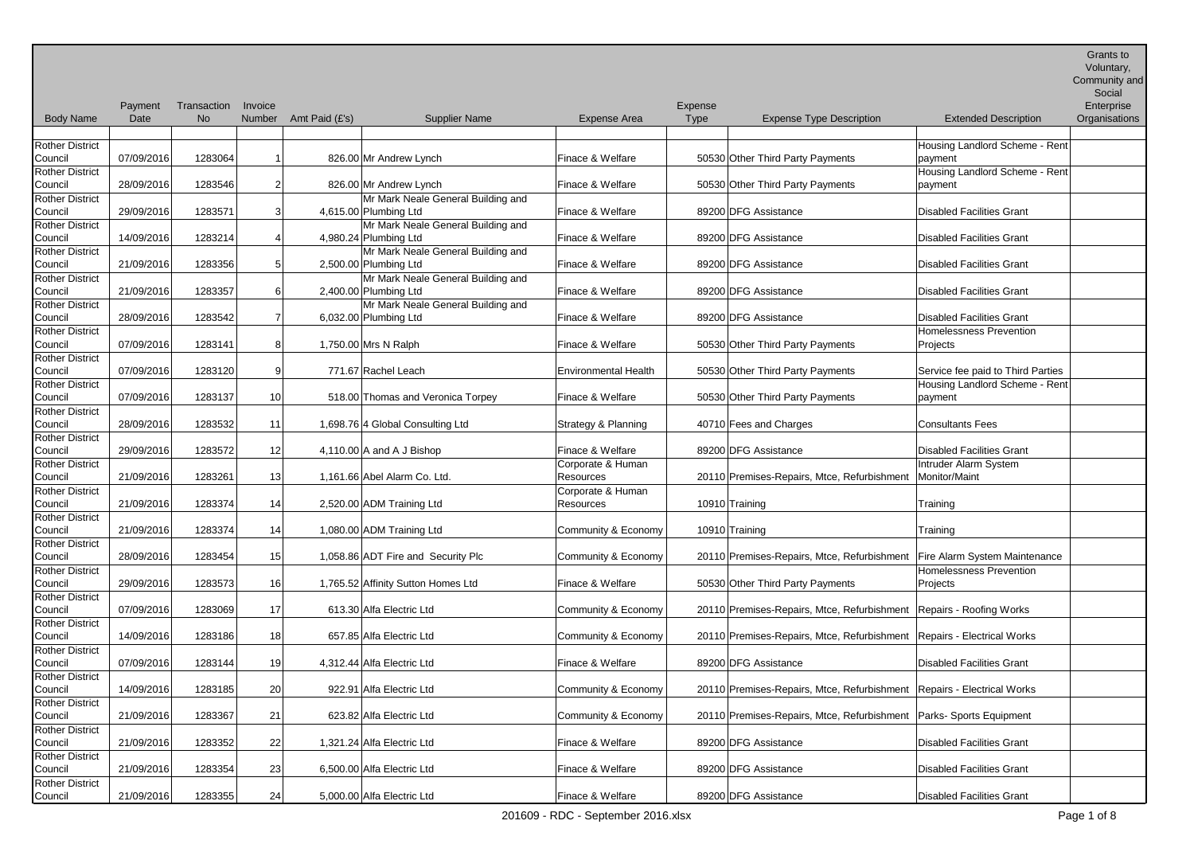| Body Name | Payment Date | Transaction No | Invoice Number | Amt Paid (£'s) | Supplier Name | Expense Area | Expense Type | Expense Type Description | Extended Description | Grants to Voluntary, Community and Social Enterprise Organisations |
|---|---|---|---|---|---|---|---|---|---|---|
| Rother District Council | 07/09/2016 | 1283064 | 1 | 826.00 | Mr Andrew Lynch | Finace & Welfare | 50530 | Other Third Party Payments | Housing Landlord Scheme - Rent payment | |
| Rother District Council | 28/09/2016 | 1283546 | 2 | 826.00 | Mr Andrew Lynch | Finace & Welfare | 50530 | Other Third Party Payments | Housing Landlord Scheme - Rent payment | |
| Rother District Council | 29/09/2016 | 1283571 | 3 | 4,615.00 | Mr Mark Neale General Building and Plumbing Ltd | Finace & Welfare | 89200 | DFG Assistance | Disabled Facilities Grant | |
| Rother District Council | 14/09/2016 | 1283214 | 4 | 4,980.24 | Mr Mark Neale General Building and Plumbing Ltd | Finace & Welfare | 89200 | DFG Assistance | Disabled Facilities Grant | |
| Rother District Council | 21/09/2016 | 1283356 | 5 | 2,500.00 | Mr Mark Neale General Building and Plumbing Ltd | Finace & Welfare | 89200 | DFG Assistance | Disabled Facilities Grant | |
| Rother District Council | 21/09/2016 | 1283357 | 6 | 2,400.00 | Mr Mark Neale General Building and Plumbing Ltd | Finace & Welfare | 89200 | DFG Assistance | Disabled Facilities Grant | |
| Rother District Council | 28/09/2016 | 1283542 | 7 | 6,032.00 | Mr Mark Neale General Building and Plumbing Ltd | Finace & Welfare | 89200 | DFG Assistance | Disabled Facilities Grant | |
| Rother District Council | 07/09/2016 | 1283141 | 8 | 1,750.00 | Mrs N Ralph | Finace & Welfare | 50530 | Other Third Party Payments | Homelessness Prevention Projects | |
| Rother District Council | 07/09/2016 | 1283120 | 9 | 771.67 | Rachel Leach | Environmental Health | 50530 | Other Third Party Payments | Service fee paid to Third Parties | |
| Rother District Council | 07/09/2016 | 1283137 | 10 | 518.00 | Thomas and Veronica Torpey | Finace & Welfare | 50530 | Other Third Party Payments | Housing Landlord Scheme - Rent payment | |
| Rother District Council | 28/09/2016 | 1283532 | 11 | 1,698.76 | 4 Global Consulting Ltd | Strategy & Planning | 40710 | Fees and Charges | Consultants Fees | |
| Rother District Council | 29/09/2016 | 1283572 | 12 | 4,110.00 | A and A J Bishop | Finace & Welfare | 89200 | DFG Assistance | Disabled Facilities Grant | |
| Rother District Council | 21/09/2016 | 1283261 | 13 | 1,161.66 | Abel Alarm Co. Ltd. | Corporate & Human Resources | 20110 | Premises-Repairs, Mtce, Refurbishment | Intruder Alarm System Monitor/Maint | |
| Rother District Council | 21/09/2016 | 1283374 | 14 | 2,520.00 | ADM Training Ltd | Corporate & Human Resources | 10910 | Training | Training | |
| Rother District Council | 21/09/2016 | 1283374 | 14 | 1,080.00 | ADM Training Ltd | Community & Economy | 10910 | Training | Training | |
| Rother District Council | 28/09/2016 | 1283454 | 15 | 1,058.86 | ADT Fire and Security Plc | Community & Economy | 20110 | Premises-Repairs, Mtce, Refurbishment | Fire Alarm System Maintenance | |
| Rother District Council | 29/09/2016 | 1283573 | 16 | 1,765.52 | Affinity Sutton Homes Ltd | Finace & Welfare | 50530 | Other Third Party Payments | Homelessness Prevention Projects | |
| Rother District Council | 07/09/2016 | 1283069 | 17 | 613.30 | Alfa Electric Ltd | Community & Economy | 20110 | Premises-Repairs, Mtce, Refurbishment | Repairs - Roofing Works | |
| Rother District Council | 14/09/2016 | 1283186 | 18 | 657.85 | Alfa Electric Ltd | Community & Economy | 20110 | Premises-Repairs, Mtce, Refurbishment | Repairs - Electrical Works | |
| Rother District Council | 07/09/2016 | 1283144 | 19 | 4,312.44 | Alfa Electric Ltd | Finace & Welfare | 89200 | DFG Assistance | Disabled Facilities Grant | |
| Rother District Council | 14/09/2016 | 1283185 | 20 | 922.91 | Alfa Electric Ltd | Community & Economy | 20110 | Premises-Repairs, Mtce, Refurbishment | Repairs - Electrical Works | |
| Rother District Council | 21/09/2016 | 1283367 | 21 | 623.82 | Alfa Electric Ltd | Community & Economy | 20110 | Premises-Repairs, Mtce, Refurbishment | Parks- Sports Equipment | |
| Rother District Council | 21/09/2016 | 1283352 | 22 | 1,321.24 | Alfa Electric Ltd | Finace & Welfare | 89200 | DFG Assistance | Disabled Facilities Grant | |
| Rother District Council | 21/09/2016 | 1283354 | 23 | 6,500.00 | Alfa Electric Ltd | Finace & Welfare | 89200 | DFG Assistance | Disabled Facilities Grant | |
| Rother District Council | 21/09/2016 | 1283355 | 24 | 5,000.00 | Alfa Electric Ltd | Finace & Welfare | 89200 | DFG Assistance | Disabled Facilities Grant | |

201609 - RDC - September 2016.xlsx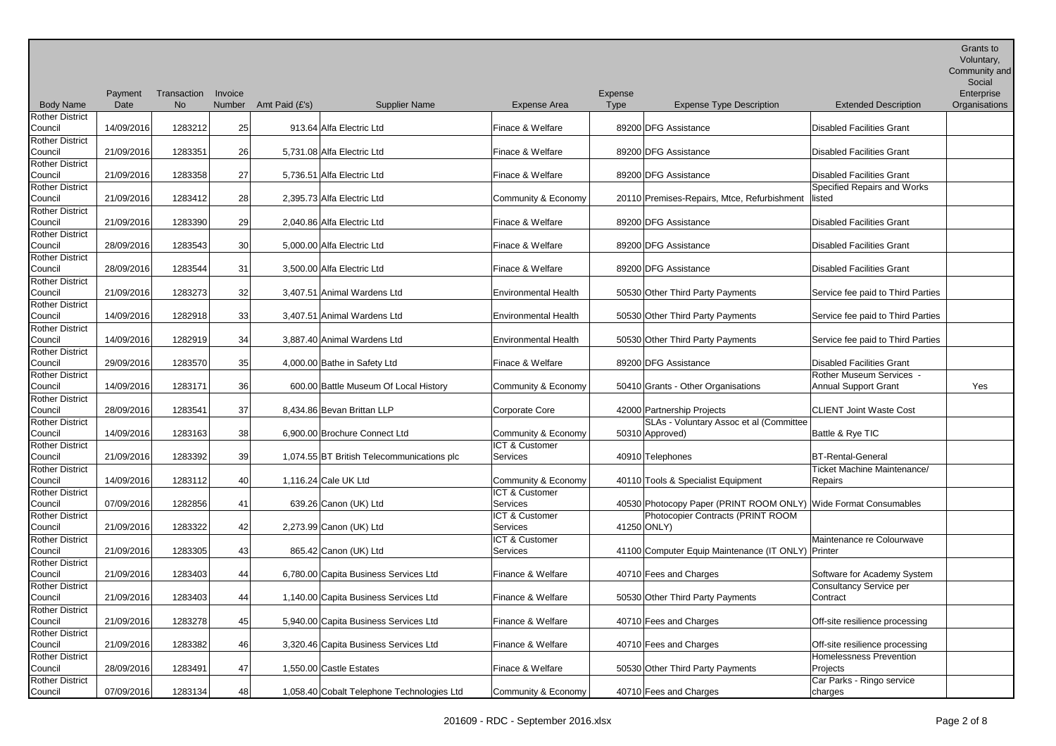| Body Name | Payment Date | Transaction No | Invoice Number | Amt Paid (£'s) | Supplier Name | Expense Area | Expense Type | Expense Type Description | Extended Description | Grants to Voluntary, Community and Social Enterprise Organisations |
|---|---|---|---|---|---|---|---|---|---|---|
| Rother District Council | 14/09/2016 | 1283212 | 25 | 913.64 | Alfa Electric Ltd | Finace & Welfare | 89200 | DFG Assistance | Disabled Facilities Grant | |
| Rother District Council | 21/09/2016 | 1283351 | 26 | 5,731.08 | Alfa Electric Ltd | Finace & Welfare | 89200 | DFG Assistance | Disabled Facilities Grant | |
| Rother District Council | 21/09/2016 | 1283358 | 27 | 5,736.51 | Alfa Electric Ltd | Finace & Welfare | 89200 | DFG Assistance | Disabled Facilities Grant | |
| Rother District Council | 21/09/2016 | 1283412 | 28 | 2,395.73 | Alfa Electric Ltd | Community & Economy | 20110 | Premises-Repairs, Mtce, Refurbishment | Specified Repairs and Works listed | |
| Rother District Council | 21/09/2016 | 1283390 | 29 | 2,040.86 | Alfa Electric Ltd | Finace & Welfare | 89200 | DFG Assistance | Disabled Facilities Grant | |
| Rother District Council | 28/09/2016 | 1283543 | 30 | 5,000.00 | Alfa Electric Ltd | Finace & Welfare | 89200 | DFG Assistance | Disabled Facilities Grant | |
| Rother District Council | 28/09/2016 | 1283544 | 31 | 3,500.00 | Alfa Electric Ltd | Finace & Welfare | 89200 | DFG Assistance | Disabled Facilities Grant | |
| Rother District Council | 21/09/2016 | 1283273 | 32 | 3,407.51 | Animal Wardens Ltd | Environmental Health | 50530 | Other Third Party Payments | Service fee paid to Third Parties | |
| Rother District Council | 14/09/2016 | 1282918 | 33 | 3,407.51 | Animal Wardens Ltd | Environmental Health | 50530 | Other Third Party Payments | Service fee paid to Third Parties | |
| Rother District Council | 14/09/2016 | 1282919 | 34 | 3,887.40 | Animal Wardens Ltd | Environmental Health | 50530 | Other Third Party Payments | Service fee paid to Third Parties | |
| Rother District Council | 29/09/2016 | 1283570 | 35 | 4,000.00 | Bathe in Safety Ltd | Finace & Welfare | 89200 | DFG Assistance | Disabled Facilities Grant | |
| Rother District Council | 14/09/2016 | 1283171 | 36 | 600.00 | Battle Museum Of Local History | Community & Economy | 50410 | Grants - Other Organisations | Rother Museum Services - Annual Support Grant | Yes |
| Rother District Council | 28/09/2016 | 1283541 | 37 | 8,434.86 | Bevan Brittan LLP | Corporate Core | 42000 | Partnership Projects | CLIENT Joint Waste Cost | |
| Rother District Council | 14/09/2016 | 1283163 | 38 | 6,900.00 | Brochure Connect Ltd | Community & Economy | 50310 | SLAs - Voluntary Assoc et al (Committee Approved) | Battle & Rye TIC | |
| Rother District Council | 21/09/2016 | 1283392 | 39 | 1,074.55 | BT British Telecommunications plc | ICT & Customer Services | 40910 | Telephones | BT-Rental-General | |
| Rother District Council | 14/09/2016 | 1283112 | 40 | 1,116.24 | Cale UK Ltd | Community & Economy | 40110 | Tools & Specialist Equipment | Ticket Machine Maintenance/ Repairs | |
| Rother District Council | 07/09/2016 | 1282856 | 41 | 639.26 | Canon (UK) Ltd | ICT & Customer Services | 40530 | Photocopy Paper (PRINT ROOM ONLY) | Wide Format Consumables | |
| Rother District Council | 21/09/2016 | 1283322 | 42 | 2,273.99 | Canon (UK) Ltd | ICT & Customer Services | 41250 | Photocopier Contracts (PRINT ROOM ONLY) | | |
| Rother District Council | 21/09/2016 | 1283305 | 43 | 865.42 | Canon (UK) Ltd | ICT & Customer Services | 41100 | Computer Equip Maintenance (IT ONLY) | Maintenance re Colourwave Printer | |
| Rother District Council | 21/09/2016 | 1283403 | 44 | 6,780.00 | Capita Business Services Ltd | Finance & Welfare | 40710 | Fees and Charges | Software for Academy System | |
| Rother District Council | 21/09/2016 | 1283403 | 44 | 1,140.00 | Capita Business Services Ltd | Finance & Welfare | 50530 | Other Third Party Payments | Consultancy Service per Contract | |
| Rother District Council | 21/09/2016 | 1283278 | 45 | 5,940.00 | Capita Business Services Ltd | Finance & Welfare | 40710 | Fees and Charges | Off-site resilience processing | |
| Rother District Council | 21/09/2016 | 1283382 | 46 | 3,320.46 | Capita Business Services Ltd | Finance & Welfare | 40710 | Fees and Charges | Off-site resilience processing | |
| Rother District Council | 28/09/2016 | 1283491 | 47 | 1,550.00 | Castle Estates | Finace & Welfare | 50530 | Other Third Party Payments | Homelessness Prevention Projects | |
| Rother District Council | 07/09/2016 | 1283134 | 48 | 1,058.40 | Cobalt Telephone Technologies Ltd | Community & Economy | 40710 | Fees and Charges | Car Parks - Ringo service charges | |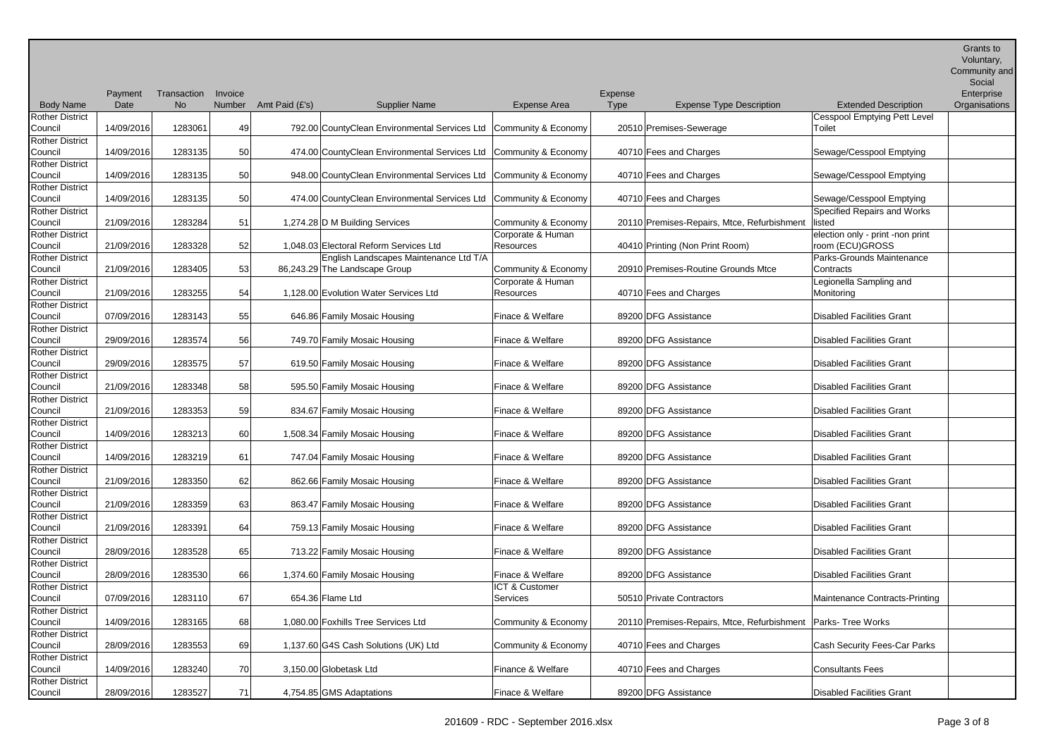| Body Name | Payment Date | Transaction No | Invoice Number | Amt Paid (£'s) | Supplier Name | Expense Area | Expense Type | Expense Type Description | Extended Description | Grants to Voluntary, Community and Social Enterprise Organisations |
|---|---|---|---|---|---|---|---|---|---|---|
| Rother District Council | 14/09/2016 | 1283061 | 49 | 792.00 | CountyClean Environmental Services Ltd | Community & Economy | 20510 | Premises-Sewerage | Cesspool Emptying Pett Level Toilet | |
| Rother District Council | 14/09/2016 | 1283135 | 50 | 474.00 | CountyClean Environmental Services Ltd | Community & Economy | 40710 | Fees and Charges | Sewage/Cesspool Emptying | |
| Rother District Council | 14/09/2016 | 1283135 | 50 | 948.00 | CountyClean Environmental Services Ltd | Community & Economy | 40710 | Fees and Charges | Sewage/Cesspool Emptying | |
| Rother District Council | 14/09/2016 | 1283135 | 50 | 474.00 | CountyClean Environmental Services Ltd | Community & Economy | 40710 | Fees and Charges | Sewage/Cesspool Emptying | |
| Rother District Council | 21/09/2016 | 1283284 | 51 | 1,274.28 | D M Building Services | Community & Economy | 20110 | Premises-Repairs, Mtce, Refurbishment | Specified Repairs and Works listed | |
| Rother District Council | 21/09/2016 | 1283328 | 52 | 1,048.03 | Electoral Reform Services Ltd | Corporate & Human Resources | 40410 | Printing (Non Print Room) | election only - print -non print room (ECU)GROSS | |
| Rother District Council | 21/09/2016 | 1283405 | 53 | 86,243.29 | English Landscapes Maintenance Ltd T/A The Landscape Group | Community & Economy | 20910 | Premises-Routine Grounds Mtce | Parks-Grounds Maintenance Contracts | |
| Rother District Council | 21/09/2016 | 1283255 | 54 | 1,128.00 | Evolution Water Services Ltd | Corporate & Human Resources | 40710 | Fees and Charges | Legionella Sampling and Monitoring | |
| Rother District Council | 07/09/2016 | 1283143 | 55 | 646.86 | Family Mosaic Housing | Finace & Welfare | 89200 | DFG Assistance | Disabled Facilities Grant | |
| Rother District Council | 29/09/2016 | 1283574 | 56 | 749.70 | Family Mosaic Housing | Finace & Welfare | 89200 | DFG Assistance | Disabled Facilities Grant | |
| Rother District Council | 29/09/2016 | 1283575 | 57 | 619.50 | Family Mosaic Housing | Finace & Welfare | 89200 | DFG Assistance | Disabled Facilities Grant | |
| Rother District Council | 21/09/2016 | 1283348 | 58 | 595.50 | Family Mosaic Housing | Finace & Welfare | 89200 | DFG Assistance | Disabled Facilities Grant | |
| Rother District Council | 21/09/2016 | 1283353 | 59 | 834.67 | Family Mosaic Housing | Finace & Welfare | 89200 | DFG Assistance | Disabled Facilities Grant | |
| Rother District Council | 14/09/2016 | 1283213 | 60 | 1,508.34 | Family Mosaic Housing | Finace & Welfare | 89200 | DFG Assistance | Disabled Facilities Grant | |
| Rother District Council | 14/09/2016 | 1283219 | 61 | 747.04 | Family Mosaic Housing | Finace & Welfare | 89200 | DFG Assistance | Disabled Facilities Grant | |
| Rother District Council | 21/09/2016 | 1283350 | 62 | 862.66 | Family Mosaic Housing | Finace & Welfare | 89200 | DFG Assistance | Disabled Facilities Grant | |
| Rother District Council | 21/09/2016 | 1283359 | 63 | 863.47 | Family Mosaic Housing | Finace & Welfare | 89200 | DFG Assistance | Disabled Facilities Grant | |
| Rother District Council | 21/09/2016 | 1283391 | 64 | 759.13 | Family Mosaic Housing | Finace & Welfare | 89200 | DFG Assistance | Disabled Facilities Grant | |
| Rother District Council | 28/09/2016 | 1283528 | 65 | 713.22 | Family Mosaic Housing | Finace & Welfare | 89200 | DFG Assistance | Disabled Facilities Grant | |
| Rother District Council | 28/09/2016 | 1283530 | 66 | 1,374.60 | Family Mosaic Housing | Finace & Welfare | 89200 | DFG Assistance | Disabled Facilities Grant | |
| Rother District Council | 07/09/2016 | 1283110 | 67 | 654.36 | Flame Ltd | ICT & Customer Services | 50510 | Private Contractors | Maintenance Contracts-Printing | |
| Rother District Council | 14/09/2016 | 1283165 | 68 | 1,080.00 | Foxhills Tree Services Ltd | Community & Economy | 20110 | Premises-Repairs, Mtce, Refurbishment | Parks- Tree Works | |
| Rother District Council | 28/09/2016 | 1283553 | 69 | 1,137.60 | G4S Cash Solutions (UK) Ltd | Community & Economy | 40710 | Fees and Charges | Cash Security Fees-Car Parks | |
| Rother District Council | 14/09/2016 | 1283240 | 70 | 3,150.00 | Globetask Ltd | Finance & Welfare | 40710 | Fees and Charges | Consultants Fees | |
| Rother District Council | 28/09/2016 | 1283527 | 71 | 4,754.85 | GMS Adaptations | Finace & Welfare | 89200 | DFG Assistance | Disabled Facilities Grant | |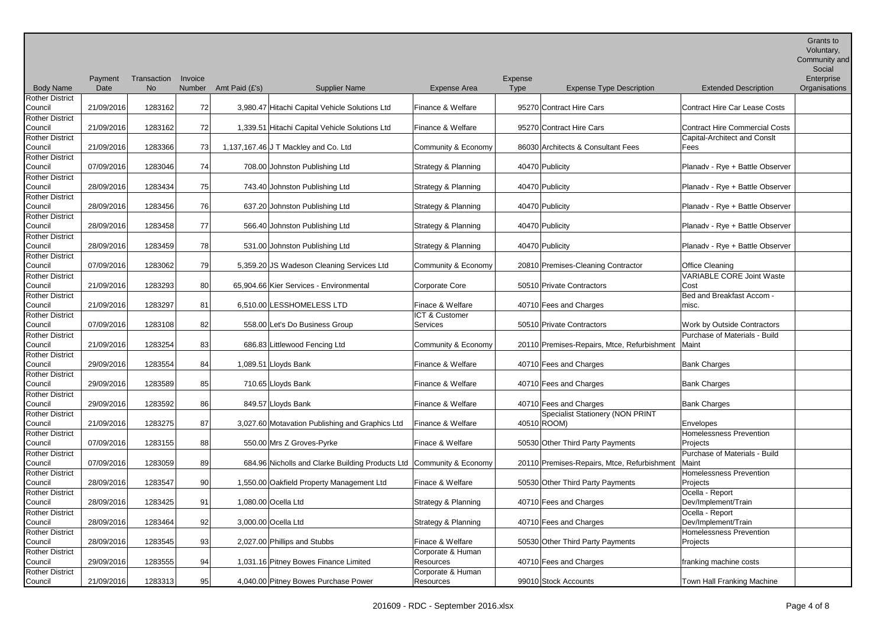| Body Name | Payment Date | Transaction No | Invoice Number | Amt Paid (£'s) | Supplier Name | Expense Area | Expense Type | Expense Type Description | Extended Description | Grants to Voluntary, Community and Social Enterprise Organisations |
|---|---|---|---|---|---|---|---|---|---|---|
| Rother District Council | 21/09/2016 | 1283162 | 72 | 3,980.47 | Hitachi Capital Vehicle Solutions Ltd | Finance & Welfare | 95270 | Contract Hire Cars | Contract Hire Car Lease Costs | |
| Rother District Council | 21/09/2016 | 1283162 | 72 | 1,339.51 | Hitachi Capital Vehicle Solutions Ltd | Finance & Welfare | 95270 | Contract Hire Cars | Contract Hire Commercial Costs | |
| Rother District Council | 21/09/2016 | 1283366 | 73 | 1,137,167.46 | J T Mackley and Co. Ltd | Community & Economy | 86030 | Architects & Consultant Fees | Capital-Architect and Conslt Fees | |
| Rother District Council | 07/09/2016 | 1283046 | 74 | 708.00 | Johnston Publishing Ltd | Strategy & Planning | 40470 | Publicity | Planadv - Rye + Battle Observer | |
| Rother District Council | 28/09/2016 | 1283434 | 75 | 743.40 | Johnston Publishing Ltd | Strategy & Planning | 40470 | Publicity | Planadv - Rye + Battle Observer | |
| Rother District Council | 28/09/2016 | 1283456 | 76 | 637.20 | Johnston Publishing Ltd | Strategy & Planning | 40470 | Publicity | Planadv - Rye + Battle Observer | |
| Rother District Council | 28/09/2016 | 1283458 | 77 | 566.40 | Johnston Publishing Ltd | Strategy & Planning | 40470 | Publicity | Planadv - Rye + Battle Observer | |
| Rother District Council | 28/09/2016 | 1283459 | 78 | 531.00 | Johnston Publishing Ltd | Strategy & Planning | 40470 | Publicity | Planadv - Rye + Battle Observer | |
| Rother District Council | 07/09/2016 | 1283062 | 79 | 5,359.20 | JS Wadeson Cleaning Services Ltd | Community & Economy | 20810 | Premises-Cleaning Contractor | Office Cleaning | |
| Rother District Council | 21/09/2016 | 1283293 | 80 | 65,904.66 | Kier Services - Environmental | Corporate Core | 50510 | Private Contractors | VARIABLE CORE Joint Waste Cost | |
| Rother District Council | 21/09/2016 | 1283297 | 81 | 6,510.00 | LESSHOMELESS LTD | Finace & Welfare | 40710 | Fees and Charges | Bed and Breakfast Accom - misc. | |
| Rother District Council | 07/09/2016 | 1283108 | 82 | 558.00 | Let's Do Business Group | ICT & Customer Services | 50510 | Private Contractors | Work by Outside Contractors | |
| Rother District Council | 21/09/2016 | 1283254 | 83 | 686.83 | Littlewood Fencing Ltd | Community & Economy | 20110 | Premises-Repairs, Mtce, Refurbishment | Purchase of Materials - Build Maint | |
| Rother District Council | 29/09/2016 | 1283554 | 84 | 1,089.51 | Lloyds Bank | Finance & Welfare | 40710 | Fees and Charges | Bank Charges | |
| Rother District Council | 29/09/2016 | 1283589 | 85 | 710.65 | Lloyds Bank | Finance & Welfare | 40710 | Fees and Charges | Bank Charges | |
| Rother District Council | 29/09/2016 | 1283592 | 86 | 849.57 | Lloyds Bank | Finance & Welfare | 40710 | Fees and Charges | Bank Charges | |
| Rother District Council | 21/09/2016 | 1283275 | 87 | 3,027.60 | Motavation Publishing and Graphics Ltd | Finance & Welfare | 40510 | Specialist Stationery (NON PRINT ROOM) | Envelopes | |
| Rother District Council | 07/09/2016 | 1283155 | 88 | 550.00 | Mrs Z Groves-Pyrke | Finace & Welfare | 50530 | Other Third Party Payments | Homelessness Prevention Projects | |
| Rother District Council | 07/09/2016 | 1283059 | 89 | 684.96 | Nicholls and Clarke Building Products Ltd | Community & Economy | 20110 | Premises-Repairs, Mtce, Refurbishment | Purchase of Materials - Build Maint | |
| Rother District Council | 28/09/2016 | 1283547 | 90 | 1,550.00 | Oakfield Property Management Ltd | Finace & Welfare | 50530 | Other Third Party Payments | Homelessness Prevention Projects | |
| Rother District Council | 28/09/2016 | 1283425 | 91 | 1,080.00 | Ocella Ltd | Strategy & Planning | 40710 | Fees and Charges | Ocella - Report Dev/Implement/Train | |
| Rother District Council | 28/09/2016 | 1283464 | 92 | 3,000.00 | Ocella Ltd | Strategy & Planning | 40710 | Fees and Charges | Ocella - Report Dev/Implement/Train | |
| Rother District Council | 28/09/2016 | 1283545 | 93 | 2,027.00 | Phillips and Stubbs | Finace & Welfare | 50530 | Other Third Party Payments | Homelessness Prevention Projects | |
| Rother District Council | 29/09/2016 | 1283555 | 94 | 1,031.16 | Pitney Bowes Finance Limited | Corporate & Human Resources | 40710 | Fees and Charges | franking machine costs | |
| Rother District Council | 21/09/2016 | 1283313 | 95 | 4,040.00 | Pitney Bowes Purchase Power | Corporate & Human Resources | 99010 | Stock Accounts | Town Hall Franking Machine | |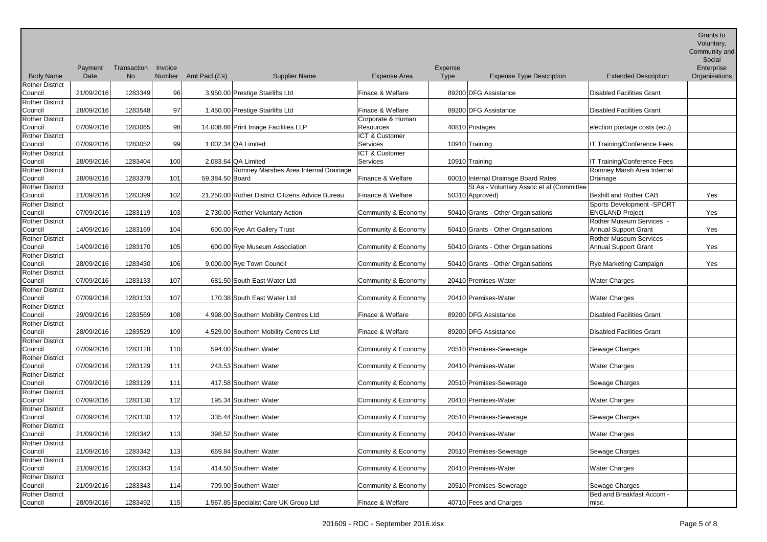| Body Name | Payment Date | Transaction No | Invoice Number | Amt Paid (£'s) | Supplier Name | Expense Area | Expense Type | Expense Type Description | Extended Description | Grants to Voluntary, Community and Social Enterprise Organisations |
|---|---|---|---|---|---|---|---|---|---|---|
| Rother District Council | 21/09/2016 | 1283349 | 96 | 3,950.00 | Prestige Stairlifts Ltd | Finace & Welfare | 89200 | DFG Assistance | Disabled Facilities Grant | |
| Rother District Council | 28/09/2016 | 1283548 | 97 | 1,450.00 | Prestige Stairlifts Ltd | Finace & Welfare | 89200 | DFG Assistance | Disabled Facilities Grant | |
| Rother District Council | 07/09/2016 | 1283065 | 98 | 14,008.66 | Print Image Facilities LLP | Corporate & Human Resources | 40810 | Postages | election postage costs (ecu) | |
| Rother District Council | 07/09/2016 | 1283052 | 99 | 1,002.34 | QA Limited | ICT & Customer Services | 10910 | Training | IT Training/Conference Fees | |
| Rother District Council | 28/09/2016 | 1283404 | 100 | 2,083.64 | QA Limited | ICT & Customer Services | 10910 | Training | IT Training/Conference Fees | |
| Rother District Council | 28/09/2016 | 1283379 | 101 | 59,384.50 | Romney Marshes Area Internal Drainage Board | Finance & Welfare | 60010 | Internal Drainage Board Rates | Romney Marsh Area Internal Drainage | |
| Rother District Council | 21/09/2016 | 1283399 | 102 | 21,250.00 | Rother District Citizens Advice Bureau | Finance & Welfare | 50310 | SLAs - Voluntary Assoc et al (Committee Approved) | Bexhill and Rother CAB | Yes |
| Rother District Council | 07/09/2016 | 1283119 | 103 | 2,730.00 | Rother Voluntary Action | Community & Economy | 50410 | Grants - Other Organisations | Sports Development -SPORT ENGLAND Project | Yes |
| Rother District Council | 14/09/2016 | 1283169 | 104 | 600.00 | Rye Art Gallery Trust | Community & Economy | 50410 | Grants - Other Organisations | Rother Museum Services - Annual Support Grant | Yes |
| Rother District Council | 14/09/2016 | 1283170 | 105 | 600.00 | Rye Museum Association | Community & Economy | 50410 | Grants - Other Organisations | Rother Museum Services - Annual Support Grant | Yes |
| Rother District Council | 28/09/2016 | 1283430 | 106 | 9,000.00 | Rye Town Council | Community & Economy | 50410 | Grants - Other Organisations | Rye Marketing Campaign | Yes |
| Rother District Council | 07/09/2016 | 1283133 | 107 | 681.50 | South East Water Ltd | Community & Economy | 20410 | Premises-Water | Water Charges | |
| Rother District Council | 07/09/2016 | 1283133 | 107 | 170.38 | South East Water Ltd | Community & Economy | 20410 | Premises-Water | Water Charges | |
| Rother District Council | 29/09/2016 | 1283569 | 108 | 4,998.00 | Southern Mobility Centres Ltd | Finace & Welfare | 89200 | DFG Assistance | Disabled Facilities Grant | |
| Rother District Council | 28/09/2016 | 1283529 | 109 | 4,529.00 | Southern Mobility Centres Ltd | Finace & Welfare | 89200 | DFG Assistance | Disabled Facilities Grant | |
| Rother District Council | 07/09/2016 | 1283128 | 110 | 594.00 | Southern Water | Community & Economy | 20510 | Premises-Sewerage | Sewage Charges | |
| Rother District Council | 07/09/2016 | 1283129 | 111 | 243.53 | Southern Water | Community & Economy | 20410 | Premises-Water | Water Charges | |
| Rother District Council | 07/09/2016 | 1283129 | 111 | 417.58 | Southern Water | Community & Economy | 20510 | Premises-Sewerage | Sewage Charges | |
| Rother District Council | 07/09/2016 | 1283130 | 112 | 195.34 | Southern Water | Community & Economy | 20410 | Premises-Water | Water Charges | |
| Rother District Council | 07/09/2016 | 1283130 | 112 | 335.44 | Southern Water | Community & Economy | 20510 | Premises-Sewerage | Sewage Charges | |
| Rother District Council | 21/09/2016 | 1283342 | 113 | 398.52 | Southern Water | Community & Economy | 20410 | Premises-Water | Water Charges | |
| Rother District Council | 21/09/2016 | 1283342 | 113 | 669.84 | Southern Water | Community & Economy | 20510 | Premises-Sewerage | Sewage Charges | |
| Rother District Council | 21/09/2016 | 1283343 | 114 | 414.50 | Southern Water | Community & Economy | 20410 | Premises-Water | Water Charges | |
| Rother District Council | 21/09/2016 | 1283343 | 114 | 709.90 | Southern Water | Community & Economy | 20510 | Premises-Sewerage | Sewage Charges | |
| Rother District Council | 28/09/2016 | 1283492 | 115 | 1,567.85 | Specialist Care UK Group Ltd | Finace & Welfare | 40710 | Fees and Charges | Bed and Breakfast Accom - misc. | |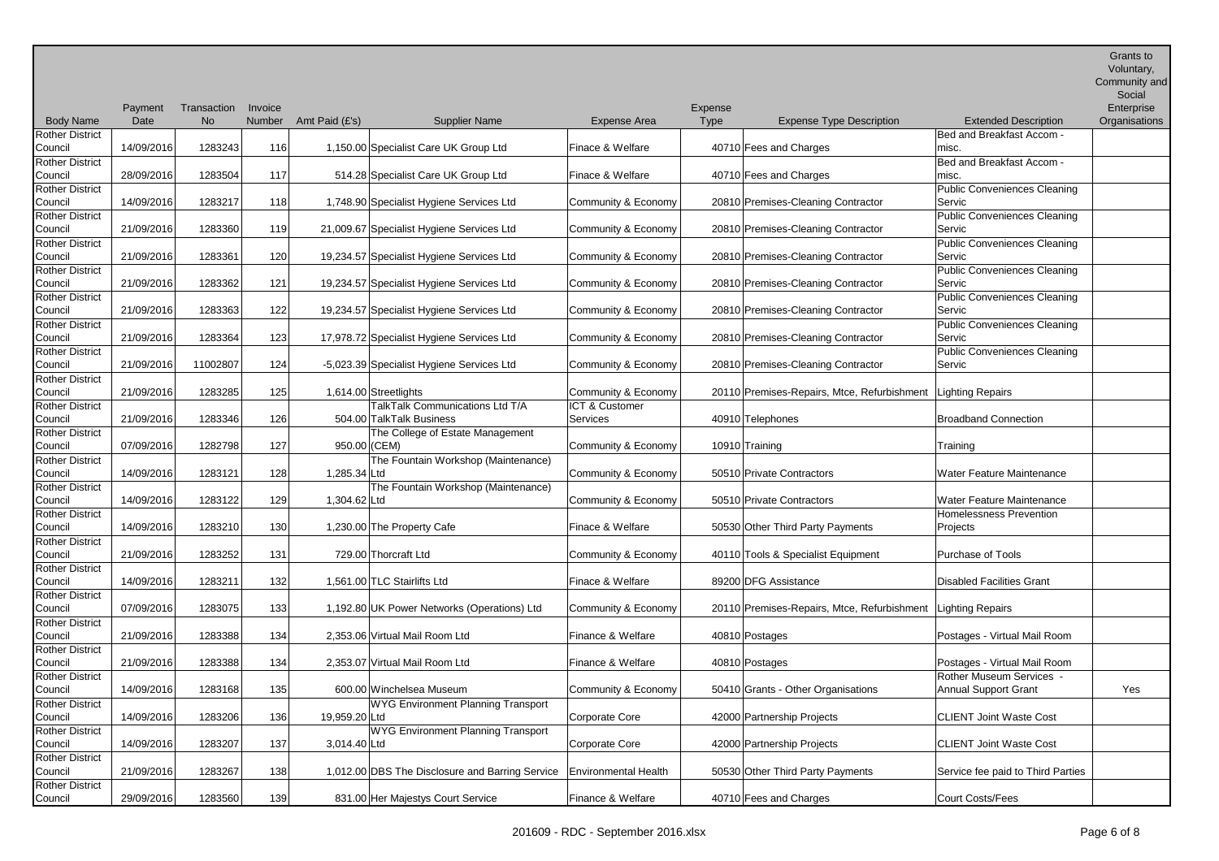| Body Name | Payment Date | Transaction No | Invoice Number | Amt Paid (£'s) | Supplier Name | Expense Area | Expense Type | Expense Type Description | Extended Description | Grants to Voluntary, Community and Social Enterprise Organisations |
|---|---|---|---|---|---|---|---|---|---|---|
| Rother District Council | 14/09/2016 | 1283243 | 116 | 1,150.00 | Specialist Care UK Group Ltd | Finace & Welfare | 40710 | Fees and Charges | Bed and Breakfast Accom - misc. | |
| Rother District Council | 28/09/2016 | 1283504 | 117 | 514.28 | Specialist Care UK Group Ltd | Finace & Welfare | 40710 | Fees and Charges | Bed and Breakfast Accom - misc. | |
| Rother District Council | 14/09/2016 | 1283217 | 118 | 1,748.90 | Specialist Hygiene Services Ltd | Community & Economy | 20810 | Premises-Cleaning Contractor | Public Conveniences Cleaning Servic | |
| Rother District Council | 21/09/2016 | 1283360 | 119 | 21,009.67 | Specialist Hygiene Services Ltd | Community & Economy | 20810 | Premises-Cleaning Contractor | Public Conveniences Cleaning Servic | |
| Rother District Council | 21/09/2016 | 1283361 | 120 | 19,234.57 | Specialist Hygiene Services Ltd | Community & Economy | 20810 | Premises-Cleaning Contractor | Public Conveniences Cleaning Servic | |
| Rother District Council | 21/09/2016 | 1283362 | 121 | 19,234.57 | Specialist Hygiene Services Ltd | Community & Economy | 20810 | Premises-Cleaning Contractor | Public Conveniences Cleaning Servic | |
| Rother District Council | 21/09/2016 | 1283363 | 122 | 19,234.57 | Specialist Hygiene Services Ltd | Community & Economy | 20810 | Premises-Cleaning Contractor | Public Conveniences Cleaning Servic | |
| Rother District Council | 21/09/2016 | 1283364 | 123 | 17,978.72 | Specialist Hygiene Services Ltd | Community & Economy | 20810 | Premises-Cleaning Contractor | Public Conveniences Cleaning Servic | |
| Rother District Council | 21/09/2016 | 11002807 | 124 | -5,023.39 | Specialist Hygiene Services Ltd | Community & Economy | 20810 | Premises-Cleaning Contractor | Public Conveniences Cleaning Servic | |
| Rother District Council | 21/09/2016 | 1283285 | 125 | 1,614.00 | Streetlights | Community & Economy | 20110 | Premises-Repairs, Mtce, Refurbishment | Lighting Repairs | |
| Rother District Council | 21/09/2016 | 1283346 | 126 | 504.00 | TalkTalk Communications Ltd T/A TalkTalk Business | ICT & Customer Services | 40910 | Telephones | Broadband Connection | |
| Rother District Council | 07/09/2016 | 1282798 | 127 | 950.00 | The College of Estate Management (CEM) | Community & Economy | 10910 | Training | Training | |
| Rother District Council | 14/09/2016 | 1283121 | 128 | 1,285.34 | The Fountain Workshop (Maintenance) Ltd | Community & Economy | 50510 | Private Contractors | Water Feature Maintenance | |
| Rother District Council | 14/09/2016 | 1283122 | 129 | 1,304.62 | The Fountain Workshop (Maintenance) Ltd | Community & Economy | 50510 | Private Contractors | Water Feature Maintenance | |
| Rother District Council | 14/09/2016 | 1283210 | 130 | 1,230.00 | The Property Cafe | Finace & Welfare | 50530 | Other Third Party Payments | Homelessness Prevention Projects | |
| Rother District Council | 21/09/2016 | 1283252 | 131 | 729.00 | Thorcraft Ltd | Community & Economy | 40110 | Tools & Specialist Equipment | Purchase of Tools | |
| Rother District Council | 14/09/2016 | 1283211 | 132 | 1,561.00 | TLC Stairlifts Ltd | Finace & Welfare | 89200 | DFG Assistance | Disabled Facilities Grant | |
| Rother District Council | 07/09/2016 | 1283075 | 133 | 1,192.80 | UK Power Networks (Operations) Ltd | Community & Economy | 20110 | Premises-Repairs, Mtce, Refurbishment | Lighting Repairs | |
| Rother District Council | 21/09/2016 | 1283388 | 134 | 2,353.06 | Virtual Mail Room Ltd | Finance & Welfare | 40810 | Postages | Postages - Virtual Mail Room | |
| Rother District Council | 21/09/2016 | 1283388 | 134 | 2,353.07 | Virtual Mail Room Ltd | Finance & Welfare | 40810 | Postages | Postages - Virtual Mail Room | |
| Rother District Council | 14/09/2016 | 1283168 | 135 | 600.00 | Winchelsea Museum | Community & Economy | 50410 | Grants - Other Organisations | Rother Museum Services - Annual Support Grant | Yes |
| Rother District Council | 14/09/2016 | 1283206 | 136 | 19,959.20 | WYG Environment Planning Transport Ltd | Corporate Core | 42000 | Partnership Projects | CLIENT Joint Waste Cost | |
| Rother District Council | 14/09/2016 | 1283207 | 137 | 3,014.40 | WYG Environment Planning Transport Ltd | Corporate Core | 42000 | Partnership Projects | CLIENT Joint Waste Cost | |
| Rother District Council | 21/09/2016 | 1283267 | 138 | 1,012.00 | DBS The Disclosure and Barring Service | Environmental Health | 50530 | Other Third Party Payments | Service fee paid to Third Parties | |
| Rother District Council | 29/09/2016 | 1283560 | 139 | 831.00 | Her Majestys Court Service | Finance & Welfare | 40710 | Fees and Charges | Court Costs/Fees | |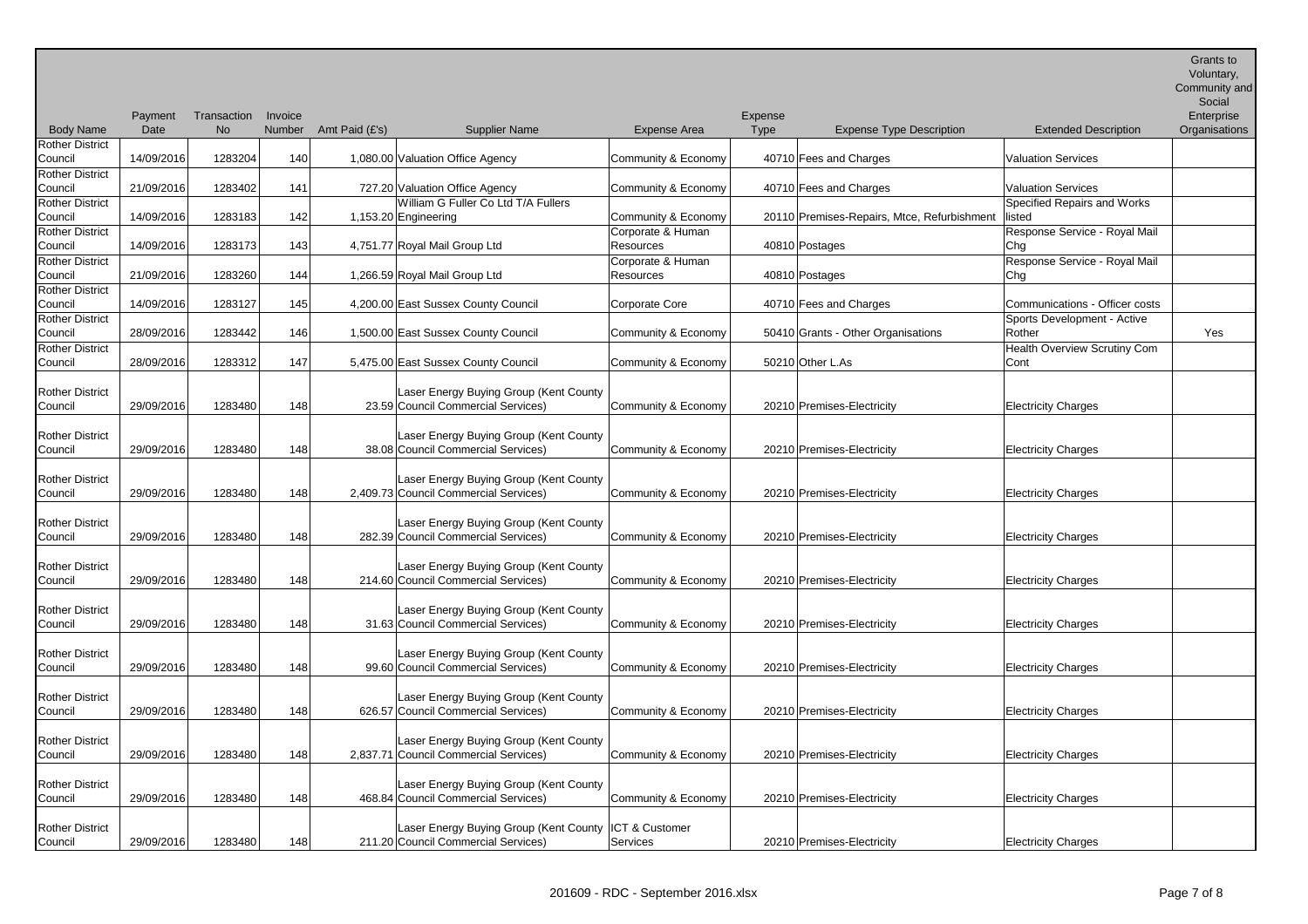| Body Name | Payment Date | Transaction No | Invoice Number | Amt Paid (£'s) | Supplier Name | Expense Area | Expense Type | Expense Type Description | Extended Description | Grants to Voluntary, Community and Social Enterprise Organisations |
|---|---|---|---|---|---|---|---|---|---|---|
| Rother District Council | 14/09/2016 | 1283204 | 140 | 1,080.00 | Valuation Office Agency | Community & Economy | 40710 | Fees and Charges | Valuation Services | |
| Rother District Council | 21/09/2016 | 1283402 | 141 | 727.20 | Valuation Office Agency | Community & Economy | 40710 | Fees and Charges | Valuation Services | |
| Rother District Council | 14/09/2016 | 1283183 | 142 | 1,153.20 | William G Fuller Co Ltd T/A Fullers Engineering | Community & Economy | 20110 | Premises-Repairs, Mtce, Refurbishment | Specified Repairs and Works listed | |
| Rother District Council | 14/09/2016 | 1283173 | 143 | 4,751.77 | Royal Mail Group Ltd | Corporate & Human Resources | 40810 | Postages | Response Service - Royal Mail Chg | |
| Rother District Council | 21/09/2016 | 1283260 | 144 | 1,266.59 | Royal Mail Group Ltd | Corporate & Human Resources | 40810 | Postages | Response Service - Royal Mail Chg | |
| Rother District Council | 14/09/2016 | 1283127 | 145 | 4,200.00 | East Sussex County Council | Corporate Core | 40710 | Fees and Charges | Communications - Officer costs | |
| Rother District Council | 28/09/2016 | 1283442 | 146 | 1,500.00 | East Sussex County Council | Community & Economy | 50410 | Grants - Other Organisations | Sports Development - Active Rother | Yes |
| Rother District Council | 28/09/2016 | 1283312 | 147 | 5,475.00 | East Sussex County Council | Community & Economy | 50210 | Other L.As | Health Overview Scrutiny Com Cont | |
| Rother District Council | 29/09/2016 | 1283480 | 148 | 23.59 | Laser Energy Buying Group (Kent County Council Commercial Services) | Community & Economy | 20210 | Premises-Electricity | Electricity Charges | |
| Rother District Council | 29/09/2016 | 1283480 | 148 | 38.08 | Laser Energy Buying Group (Kent County Council Commercial Services) | Community & Economy | 20210 | Premises-Electricity | Electricity Charges | |
| Rother District Council | 29/09/2016 | 1283480 | 148 | 2,409.73 | Laser Energy Buying Group (Kent County Council Commercial Services) | Community & Economy | 20210 | Premises-Electricity | Electricity Charges | |
| Rother District Council | 29/09/2016 | 1283480 | 148 | 282.39 | Laser Energy Buying Group (Kent County Council Commercial Services) | Community & Economy | 20210 | Premises-Electricity | Electricity Charges | |
| Rother District Council | 29/09/2016 | 1283480 | 148 | 214.60 | Laser Energy Buying Group (Kent County Council Commercial Services) | Community & Economy | 20210 | Premises-Electricity | Electricity Charges | |
| Rother District Council | 29/09/2016 | 1283480 | 148 | 31.63 | Laser Energy Buying Group (Kent County Council Commercial Services) | Community & Economy | 20210 | Premises-Electricity | Electricity Charges | |
| Rother District Council | 29/09/2016 | 1283480 | 148 | 99.60 | Laser Energy Buying Group (Kent County Council Commercial Services) | Community & Economy | 20210 | Premises-Electricity | Electricity Charges | |
| Rother District Council | 29/09/2016 | 1283480 | 148 | 626.57 | Laser Energy Buying Group (Kent County Council Commercial Services) | Community & Economy | 20210 | Premises-Electricity | Electricity Charges | |
| Rother District Council | 29/09/2016 | 1283480 | 148 | 2,837.71 | Laser Energy Buying Group (Kent County Council Commercial Services) | Community & Economy | 20210 | Premises-Electricity | Electricity Charges | |
| Rother District Council | 29/09/2016 | 1283480 | 148 | 468.84 | Laser Energy Buying Group (Kent County Council Commercial Services) | Community & Economy | 20210 | Premises-Electricity | Electricity Charges | |
| Rother District Council | 29/09/2016 | 1283480 | 148 | 211.20 | Laser Energy Buying Group (Kent County Council Commercial Services) | ICT & Customer Services | 20210 | Premises-Electricity | Electricity Charges | |

201609 - RDC - September 2016.xlsx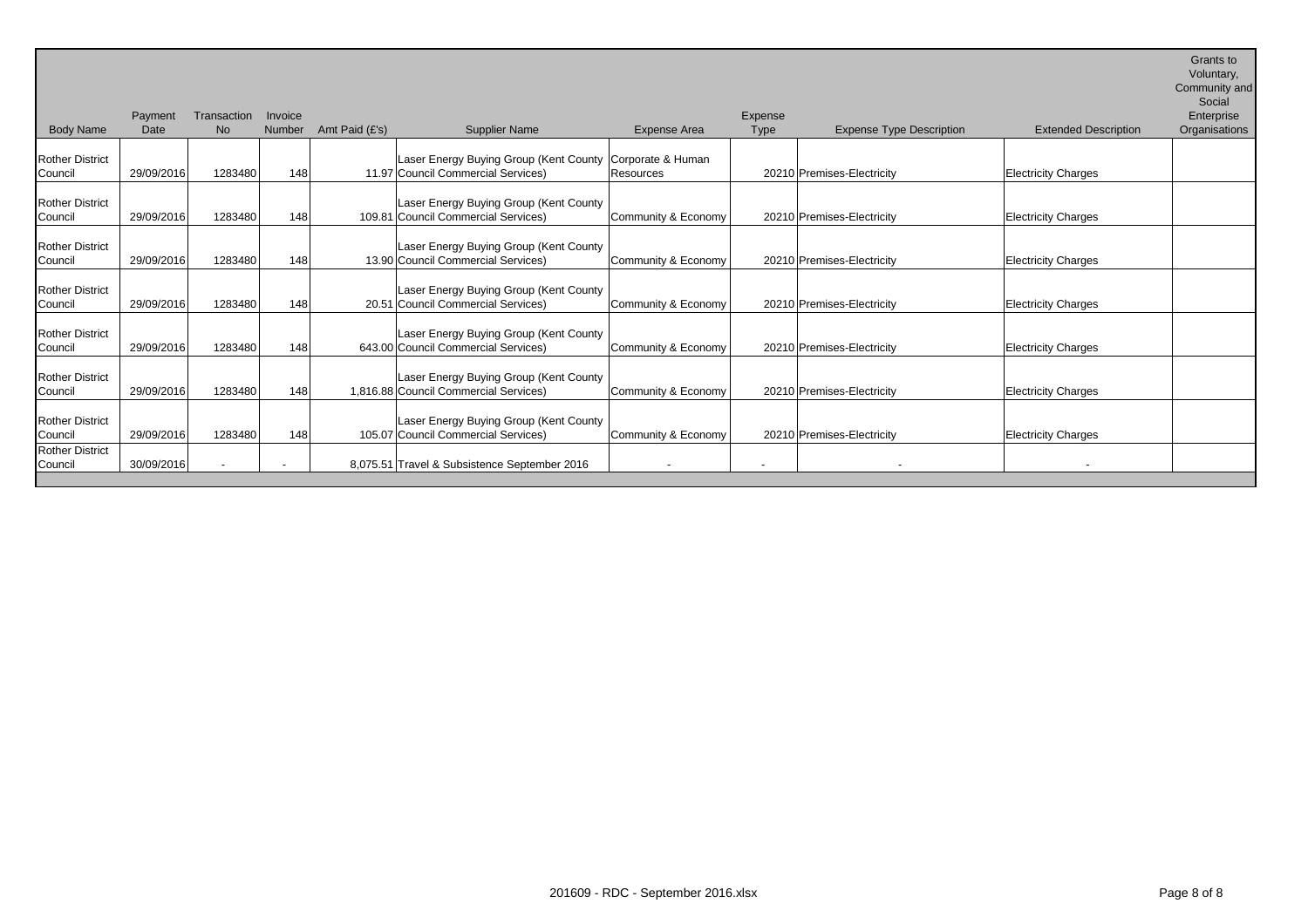| Body Name | Payment Date | Transaction No | Invoice Number | Amt Paid (£'s) | Supplier Name | Expense Area | Expense Type | Expense Type Description | Extended Description | Grants to Voluntary, Community and Social Enterprise Organisations |
|---|---|---|---|---|---|---|---|---|---|---|
| Rother District Council | 29/09/2016 | 1283480 | 148 | 11.97 | Laser Energy Buying Group (Kent County Council Commercial Services) | Corporate & Human Resources | 20210 | Premises-Electricity | Electricity Charges | |
| Rother District Council | 29/09/2016 | 1283480 | 148 | 109.81 | Laser Energy Buying Group (Kent County Council Commercial Services) | Community & Economy | 20210 | Premises-Electricity | Electricity Charges | |
| Rother District Council | 29/09/2016 | 1283480 | 148 | 13.90 | Laser Energy Buying Group (Kent County Council Commercial Services) | Community & Economy | 20210 | Premises-Electricity | Electricity Charges | |
| Rother District Council | 29/09/2016 | 1283480 | 148 | 20.51 | Laser Energy Buying Group (Kent County Council Commercial Services) | Community & Economy | 20210 | Premises-Electricity | Electricity Charges | |
| Rother District Council | 29/09/2016 | 1283480 | 148 | 643.00 | Laser Energy Buying Group (Kent County Council Commercial Services) | Community & Economy | 20210 | Premises-Electricity | Electricity Charges | |
| Rother District Council | 29/09/2016 | 1283480 | 148 | 1,816.88 | Laser Energy Buying Group (Kent County Council Commercial Services) | Community & Economy | 20210 | Premises-Electricity | Electricity Charges | |
| Rother District Council | 29/09/2016 | 1283480 | 148 | 105.07 | Laser Energy Buying Group (Kent County Council Commercial Services) | Community & Economy | 20210 | Premises-Electricity | Electricity Charges | |
| Rother District Council | 30/09/2016 | - | - | 8,075.51 | Travel & Subsistence September 2016 | - | - | - | - | |

201609 - RDC - September 2016.xlsx